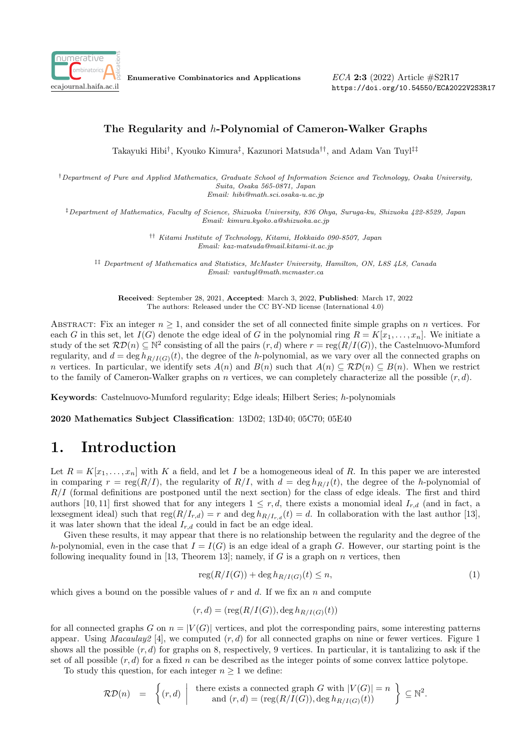# The Regularity and $h$-Polynomial of Cameron-Walker Graphs

Takayuki Hibi[†], Kyouko Kimura[‡], Kazunori Matsuda[††], and Adam Van Tuyl[‡‡]

[†] *Department of Pure and Applied Mathematics, Graduate School of Information Science and Technology, Osaka University, Suita, Osaka 565-0871, Japan*
*Email: hibi@math.sci.osaka-u.ac.jp*

[‡] *Department of Mathematics, Faculty of Science, Shizuoka University, 836 Ohya, Suruga-ku, Shizuoka 422-8529, Japan*
*Email: kimura.kyoko.a@shizuoka.ac.jp*

[††] *Kitami Institute of Technology, Kitami, Hokkaido 090-8507, Japan*
*Email: kaz-matsuda@mail.kitami-it.ac.jp*

[‡‡] *Department of Mathematics and Statistics, McMaster University, Hamilton, ON, L8S 4L8, Canada*
*Email: vantuyl@math.mcmaster.ca*

**Received**: September 28, 2021, **Accepted**: March 3, 2022, **Published**: March 17, 2022
The authors: Released under the CC BY-ND license (International 4.0)

Abstract: Fix an integer $n \geq 1$, and consider the set of all connected finite simple graphs on $n$ vertices. For each $G$ in this set, let $I(G)$ denote the edge ideal of $G$ in the polynomial ring $R = K[x_1, \ldots, x_n]$. We initiate a study of the set $\mathcal{RD}(n) \subseteq \mathbb{N}^2$ consisting of all the pairs $(r, d)$ where $r = \operatorname{reg}(R/I(G))$, the Castelnuovo-Mumford regularity, and $d = \deg h_{R/I(G)}(t)$, the degree of the $h$-polynomial, as we vary over all the connected graphs on $n$ vertices. In particular, we identify sets $A(n)$ and $B(n)$ such that $A(n) \subseteq \mathcal{RD}(n) \subseteq B(n)$. When we restrict to the family of Cameron-Walker graphs on $n$ vertices, we can completely characterize all the possible $(r, d)$.

**Keywords**: Castelnuovo-Mumford regularity; Edge ideals; Hilbert Series; $h$-polynomials

**2020 Mathematics Subject Classification**: 13D02; 13D40; 05C70; 05E40

## 1. Introduction

Let $R = K[x_1, \ldots, x_n]$ with $K$ a field, and let $I$ be a homogeneous ideal of $R$. In this paper we are interested in comparing $r = \operatorname{reg}(R/I)$, the regularity of $R/I$, with $d = \deg h_{R/I}(t)$, the degree of the $h$-polynomial of $R/I$ (formal definitions are postponed until the next section) for the class of edge ideals. The first and third authors [10, 11] first showed that for any integers $1 \leq r, d$, there exists a monomial ideal $I_{r,d}$ (and in fact, a lexsegment ideal) such that $\operatorname{reg}(R/I_{r,d}) = r$ and $\deg h_{R/I_{r,d}}(t) = d$. In collaboration with the last author [13], it was later shown that the ideal $I_{r,d}$ could in fact be an edge ideal.

Given these results, it may appear that there is no relationship between the regularity and the degree of the $h$-polynomial, even in the case that $I = I(G)$ is an edge ideal of a graph $G$. However, our starting point is the following inequality found in [13, Theorem 13]; namely, if $G$ is a graph on $n$ vertices, then

$$\operatorname{reg}(R/I(G)) + \deg h_{R/I(G)}(t) \leq n, \tag{1}$$

which gives a bound on the possible values of $r$ and $d$. If we fix an $n$ and compute

$$(r, d) = (\operatorname{reg}(R/I(G)), \deg h_{R/I(G)}(t))$$

for all connected graphs $G$ on $n = |V(G)|$ vertices, and plot the corresponding pairs, some interesting patterns appear. Using *Macaulay2* [4], we computed $(r, d)$ for all connected graphs on nine or fewer vertices. Figure 1 shows all the possible $(r, d)$ for graphs on 8, respectively, 9 vertices. In particular, it is tantalizing to ask if the set of all possible $(r, d)$ for a fixed $n$ can be described as the integer points of some convex lattice polytope.

To study this question, for each integer $n \geq 1$ we define:

$$\mathcal{RD}(n) = \left\{ (r, d) \;\middle|\; \begin{array}{c} \text{there exists a connected graph } G \text{ with } |V(G)| = n \\ \text{and } (r, d) = (\operatorname{reg}(R/I(G)), \deg h_{R/I(G)}(t)) \end{array} \right\} \subseteq \mathbb{N}^2.$$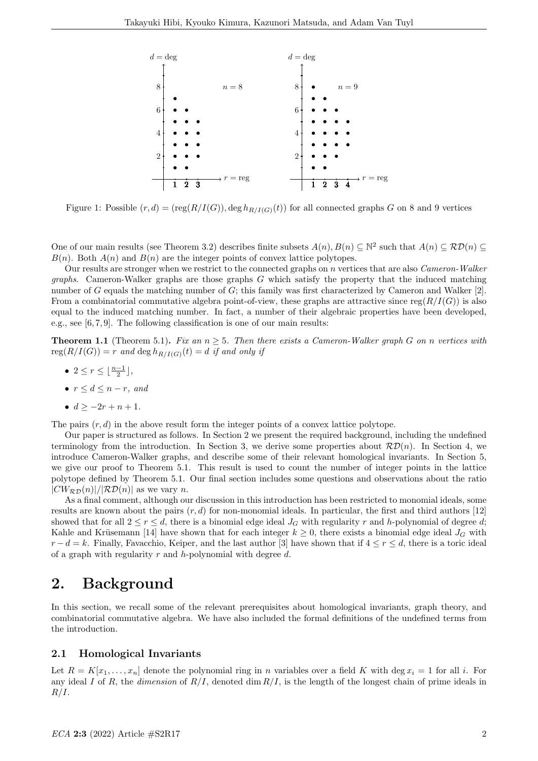Figure 1: Possible $(r, d) = (\text{reg}(R/I(G)), \deg h_{R/I(G)}(t))$ for all connected graphs $G$ on 8 and 9 vertices

One of our main results (see Theorem 3.2) describes finite subsets $A(n), B(n) \subseteq \mathbb{N}^2$ such that $A(n) \subseteq \mathcal{RD}(n) \subseteq B(n)$. Both $A(n)$ and $B(n)$ are the integer points of convex lattice polytopes.

Our results are stronger when we restrict to the connected graphs on $n$ vertices that are also *Cameron-Walker graphs*. Cameron-Walker graphs are those graphs $G$ which satisfy the property that the induced matching number of $G$ equals the matching number of $G$; this family was first characterized by Cameron and Walker [2]. From a combinatorial commutative algebra point-of-view, these graphs are attractive since $\text{reg}(R/I(G))$ is also equal to the induced matching number. In fact, a number of their algebraic properties have been developed, e.g., see [6, 7, 9]. The following classification is one of our main results:

**Theorem 1.1** (Theorem 5.1)**.** *Fix an $n \geq 5$. Then there exists a Cameron-Walker graph $G$ on $n$ vertices with $\text{reg}(R/I(G)) = r$ and $\deg h_{R/I(G)}(t) = d$ if and only if*

- $2 \leq r \leq \lfloor \frac{n-1}{2} \rfloor$,
- $r \leq d \leq n - r$, *and*
- $d \geq -2r + n + 1$.

The pairs $(r, d)$ in the above result form the integer points of a convex lattice polytope.

Our paper is structured as follows. In Section 2 we present the required background, including the undefined terminology from the introduction. In Section 3, we derive some properties about $\mathcal{RD}(n)$. In Section 4, we introduce Cameron-Walker graphs, and describe some of their relevant homological invariants. In Section 5, we give our proof to Theorem 5.1. This result is used to count the number of integer points in the lattice polytope defined by Theorem 5.1. Our final section includes some questions and observations about the ratio $|CW_{\mathcal{RD}}(n)|/|\mathcal{RD}(n)|$ as we vary $n$.

As a final comment, although our discussion in this introduction has been restricted to monomial ideals, some results are known about the pairs $(r, d)$ for non-monomial ideals. In particular, the first and third authors [12] showed that for all $2 \leq r \leq d$, there is a binomial edge ideal $J_G$ with regularity $r$ and $h$-polynomial of degree $d$; Kahle and Krüsemann [14] have shown that for each integer $k \geq 0$, there exists a binomial edge ideal $J_G$ with $r - d = k$. Finally, Favacchio, Keiper, and the last author [3] have shown that if $4 \leq r \leq d$, there is a toric ideal of a graph with regularity $r$ and $h$-polynomial with degree $d$.

# 2. Background

In this section, we recall some of the relevant prerequisites about homological invariants, graph theory, and combinatorial commutative algebra. We have also included the formal definitions of the undefined terms from the introduction.

## 2.1 Homological Invariants

Let $R = K[x_1, \ldots, x_n]$ denote the polynomial ring in $n$ variables over a field $K$ with $\deg x_i = 1$ for all $i$. For any ideal $I$ of $R$, the *dimension* of $R/I$, denoted $\dim R/I$, is the length of the longest chain of prime ideals in $R/I$.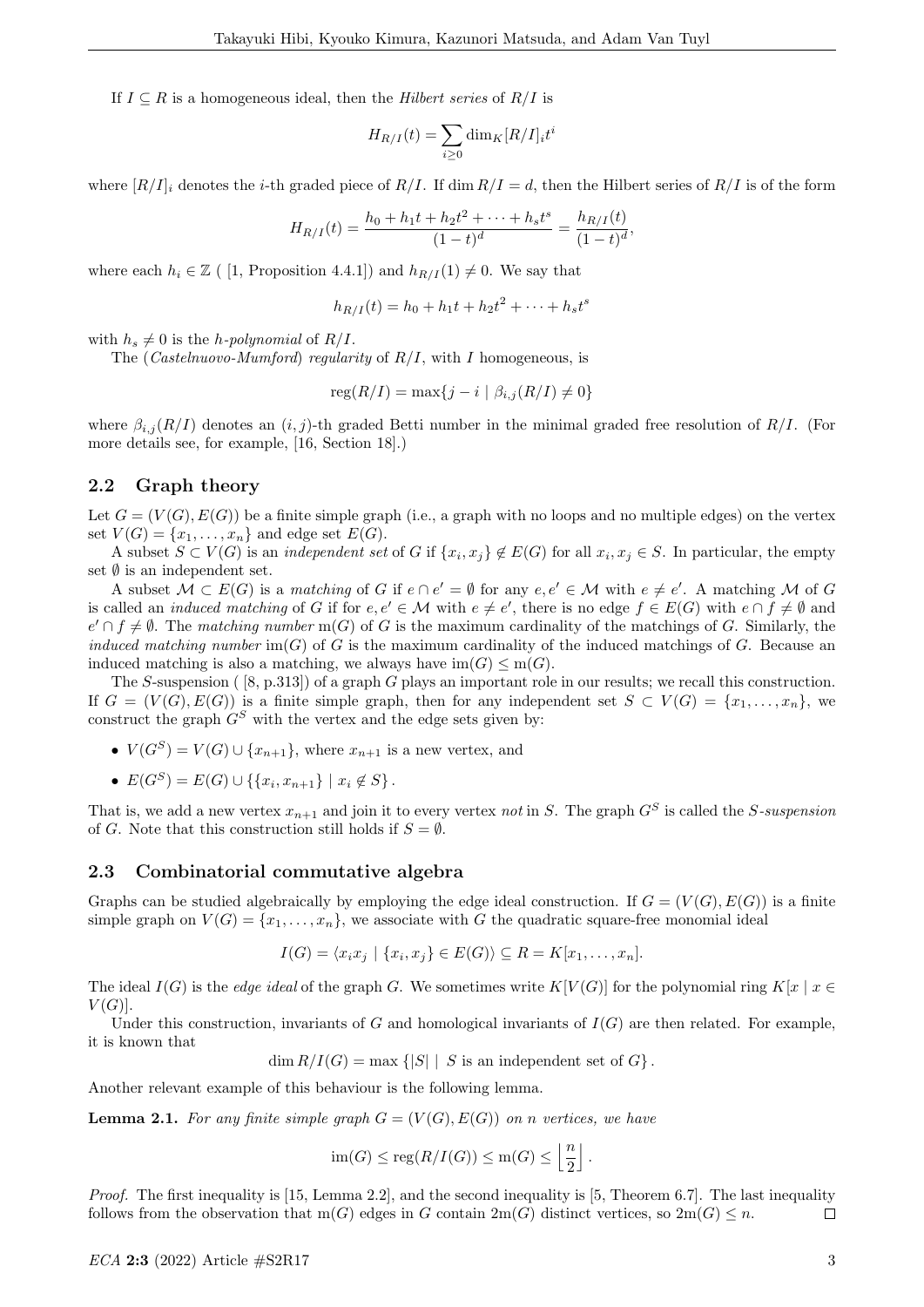If $I \subseteq R$ is a homogeneous ideal, then the *Hilbert series* of $R/I$ is

$$H_{R/I}(t) = \sum_{i \geq 0} \dim_K [R/I]_i t^i$$

where $[R/I]_i$ denotes the $i$-th graded piece of $R/I$. If $\dim R/I = d$, then the Hilbert series of $R/I$ is of the form

$$H_{R/I}(t) = \frac{h_0 + h_1 t + h_2 t^2 + \cdots + h_s t^s}{(1-t)^d} = \frac{h_{R/I}(t)}{(1-t)^d},$$

where each $h_i \in \mathbb{Z}$ ( [1, Proposition 4.4.1]) and $h_{R/I}(1) \neq 0$. We say that

$$h_{R/I}(t) = h_0 + h_1 t + h_2 t^2 + \cdots + h_s t^s$$

with $h_s \neq 0$ is the *h-polynomial* of $R/I$.

The (*Castelnuovo-Mumford*) *regularity* of $R/I$, with $I$ homogeneous, is

$$\operatorname{reg}(R/I) = \max\{j - i \mid \beta_{i,j}(R/I) \neq 0\}$$

where $\beta_{i,j}(R/I)$ denotes an $(i,j)$-th graded Betti number in the minimal graded free resolution of $R/I$. (For more details see, for example, [16, Section 18].)

## 2.2 Graph theory

Let $G = (V(G), E(G))$ be a finite simple graph (i.e., a graph with no loops and no multiple edges) on the vertex set $V(G) = \{x_1, \ldots, x_n\}$ and edge set $E(G)$.

A subset $S \subset V(G)$ is an *independent set* of $G$ if $\{x_i, x_j\} \notin E(G)$ for all $x_i, x_j \in S$. In particular, the empty set $\emptyset$ is an independent set.

A subset $\mathcal{M} \subset E(G)$ is a *matching* of $G$ if $e \cap e' = \emptyset$ for any $e, e' \in \mathcal{M}$ with $e \neq e'$. A matching $\mathcal{M}$ of $G$ is called an *induced matching* of $G$ if for $e, e' \in \mathcal{M}$ with $e \neq e'$, there is no edge $f \in E(G)$ with $e \cap f \neq \emptyset$ and $e' \cap f \neq \emptyset$. The *matching number* $\mathrm{m}(G)$ of $G$ is the maximum cardinality of the matchings of $G$. Similarly, the *induced matching number* $\mathrm{im}(G)$ of $G$ is the maximum cardinality of the induced matchings of $G$. Because an induced matching is also a matching, we always have $\mathrm{im}(G) \leq \mathrm{m}(G)$.

The $S$-suspension ( [8, p.313]) of a graph $G$ plays an important role in our results; we recall this construction. If $G = (V(G), E(G))$ is a finite simple graph, then for any independent set $S \subset V(G) = \{x_1, \ldots, x_n\}$, we construct the graph $G^S$ with the vertex and the edge sets given by:

- $V(G^S) = V(G) \cup \{x_{n+1}\}$, where $x_{n+1}$ is a new vertex, and
- $E(G^S) = E(G) \cup \{\{x_i, x_{n+1}\} \mid x_i \notin S\}$.

That is, we add a new vertex $x_{n+1}$ and join it to every vertex *not* in $S$. The graph $G^S$ is called the *S-suspension* of $G$. Note that this construction still holds if $S = \emptyset$.

## 2.3 Combinatorial commutative algebra

Graphs can be studied algebraically by employing the edge ideal construction. If $G = (V(G), E(G))$ is a finite simple graph on $V(G) = \{x_1, \ldots, x_n\}$, we associate with $G$ the quadratic square-free monomial ideal

$$I(G) = \langle x_i x_j \mid \{x_i, x_j\} \in E(G) \rangle \subseteq R = K[x_1, \ldots, x_n].$$

The ideal $I(G)$ is the *edge ideal* of the graph $G$. We sometimes write $K[V(G)]$ for the polynomial ring $K[x \mid x \in V(G)]$.

Under this construction, invariants of $G$ and homological invariants of $I(G)$ are then related. For example, it is known that

$$\dim R/I(G) = \max\{|S| \mid S \text{ is an independent set of } G\}.$$

Another relevant example of this behaviour is the following lemma.

**Lemma 2.1.** *For any finite simple graph $G = (V(G), E(G))$ on $n$ vertices, we have*

$$\mathrm{im}(G) \leq \operatorname{reg}(R/I(G)) \leq \mathrm{m}(G) \leq \left\lfloor \frac{n}{2} \right\rfloor.$$

*Proof.* The first inequality is [15, Lemma 2.2], and the second inequality is [5, Theorem 6.7]. The last inequality follows from the observation that $\mathrm{m}(G)$ edges in $G$ contain $2\mathrm{m}(G)$ distinct vertices, so $2\mathrm{m}(G) \leq n$. $\square$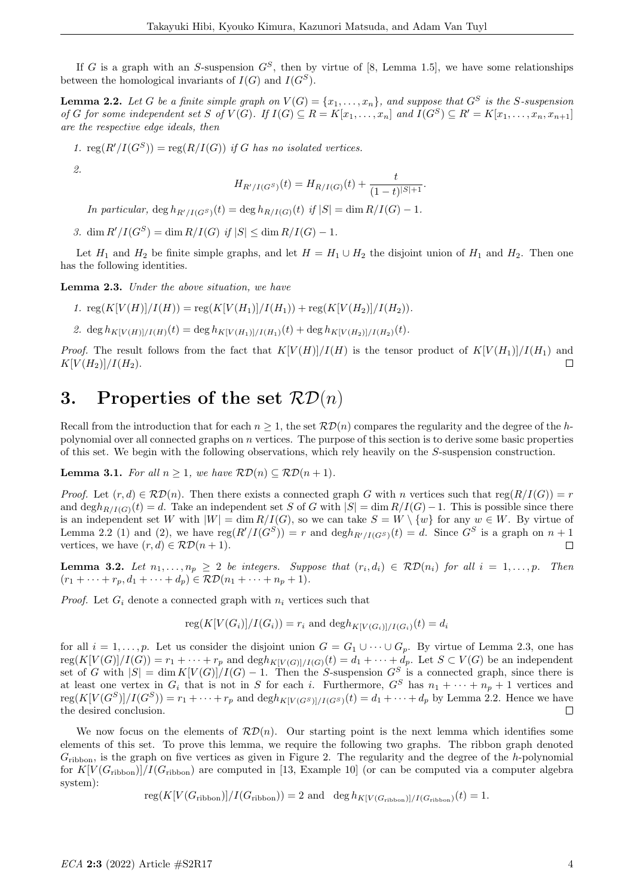If $G$ is a graph with an $S$-suspension $G^S$, then by virtue of [8, Lemma 1.5], we have some relationships between the homological invariants of $I(G)$ and $I(G^S)$.

**Lemma 2.2.** *Let $G$ be a finite simple graph on $V(G) = \{x_1, \ldots, x_n\}$, and suppose that $G^S$ is the $S$-suspension of $G$ for some independent set $S$ of $V(G)$. If $I(G) \subseteq R = K[x_1, \ldots, x_n]$ and $I(G^S) \subseteq R' = K[x_1, \ldots, x_n, x_{n+1}]$ are the respective edge ideals, then*

1. $\operatorname{reg}(R'/I(G^S)) = \operatorname{reg}(R/I(G))$ *if $G$ has no isolated vertices.*

2. $$H_{R'/I(G^S)}(t) = H_{R/I(G)}(t) + \frac{t}{(1-t)^{|S|+1}}.$$

   *In particular,* $\deg h_{R'/I(G^S)}(t) = \deg h_{R/I(G)}(t)$ *if* $|S| = \dim R/I(G) - 1$.

3. $\dim R'/I(G^S) = \dim R/I(G)$ *if* $|S| \leq \dim R/I(G) - 1$.

Let $H_1$ and $H_2$ be finite simple graphs, and let $H = H_1 \cup H_2$ the disjoint union of $H_1$ and $H_2$. Then one has the following identities.

**Lemma 2.3.** *Under the above situation, we have*

1. $\operatorname{reg}(K[V(H)]/I(H)) = \operatorname{reg}(K[V(H_1)]/I(H_1)) + \operatorname{reg}(K[V(H_2)]/I(H_2))$.

2. $\deg h_{K[V(H)]/I(H)}(t) = \deg h_{K[V(H_1)]/I(H_1)}(t) + \deg h_{K[V(H_2)]/I(H_2)}(t)$.

*Proof.* The result follows from the fact that $K[V(H)]/I(H)$ is the tensor product of $K[V(H_1)]/I(H_1)$ and $K[V(H_2)]/I(H_2)$. □

# 3. Properties of the set $\mathcal{RD}(n)$

Recall from the introduction that for each $n \geq 1$, the set $\mathcal{RD}(n)$ compares the regularity and the degree of the $h$-polynomial over all connected graphs on $n$ vertices. The purpose of this section is to derive some basic properties of this set. We begin with the following observations, which rely heavily on the $S$-suspension construction.

**Lemma 3.1.** *For all $n \geq 1$, we have $\mathcal{RD}(n) \subseteq \mathcal{RD}(n+1)$.*

*Proof.* Let $(r, d) \in \mathcal{RD}(n)$. Then there exists a connected graph $G$ with $n$ vertices such that $\operatorname{reg}(R/I(G)) = r$ and $\deg h_{R/I(G)}(t) = d$. Take an independent set $S$ of $G$ with $|S| = \dim R/I(G) - 1$. This is possible since there is an independent set $W$ with $|W| = \dim R/I(G)$, so we can take $S = W \setminus \{w\}$ for any $w \in W$. By virtue of Lemma 2.2 (1) and (2), we have $\operatorname{reg}(R'/I(G^S)) = r$ and $\deg h_{R'/I(G^S)}(t) = d$. Since $G^S$ is a graph on $n+1$ vertices, we have $(r, d) \in \mathcal{RD}(n+1)$. □

**Lemma 3.2.** *Let $n_1, \ldots, n_p \geq 2$ be integers. Suppose that $(r_i, d_i) \in \mathcal{RD}(n_i)$ for all $i = 1, \ldots, p$. Then $(r_1 + \cdots + r_p, d_1 + \cdots + d_p) \in \mathcal{RD}(n_1 + \cdots + n_p + 1)$.*

*Proof.* Let $G_i$ denote a connected graph with $n_i$ vertices such that

$$\operatorname{reg}(K[V(G_i)]/I(G_i)) = r_i \text{ and } \deg h_{K[V(G_i)]/I(G_i)}(t) = d_i$$

for all $i = 1, \ldots, p$. Let us consider the disjoint union $G = G_1 \cup \cdots \cup G_p$. By virtue of Lemma 2.3, one has $\operatorname{reg}(K[V(G)]/I(G)) = r_1 + \cdots + r_p$ and $\deg h_{K[V(G)]/I(G)}(t) = d_1 + \cdots + d_p$. Let $S \subset V(G)$ be an independent set of $G$ with $|S| = \dim K[V(G)]/I(G) - 1$. Then the $S$-suspension $G^S$ is a connected graph, since there is at least one vertex in $G_i$ that is not in $S$ for each $i$. Furthermore, $G^S$ has $n_1 + \cdots + n_p + 1$ vertices and $\operatorname{reg}(K[V(G^S)]/I(G^S)) = r_1 + \cdots + r_p$ and $\deg h_{K[V(G^S)]/I(G^S)}(t) = d_1 + \cdots + d_p$ by Lemma 2.2. Hence we have the desired conclusion. □

We now focus on the elements of $\mathcal{RD}(n)$. Our starting point is the next lemma which identifies some elements of this set. To prove this lemma, we require the following two graphs. The ribbon graph denoted $G_{\text{ribbon}}$, is the graph on five vertices as given in Figure 2. The regularity and the degree of the $h$-polynomial for $K[V(G_{\text{ribbon}})]/I(G_{\text{ribbon}})$ are computed in [13, Example 10] (or can be computed via a computer algebra system):

$$\operatorname{reg}(K[V(G_{\text{ribbon}})]/I(G_{\text{ribbon}})) = 2 \text{ and } \deg h_{K[V(G_{\text{ribbon}})]/I(G_{\text{ribbon}})}(t) = 1.$$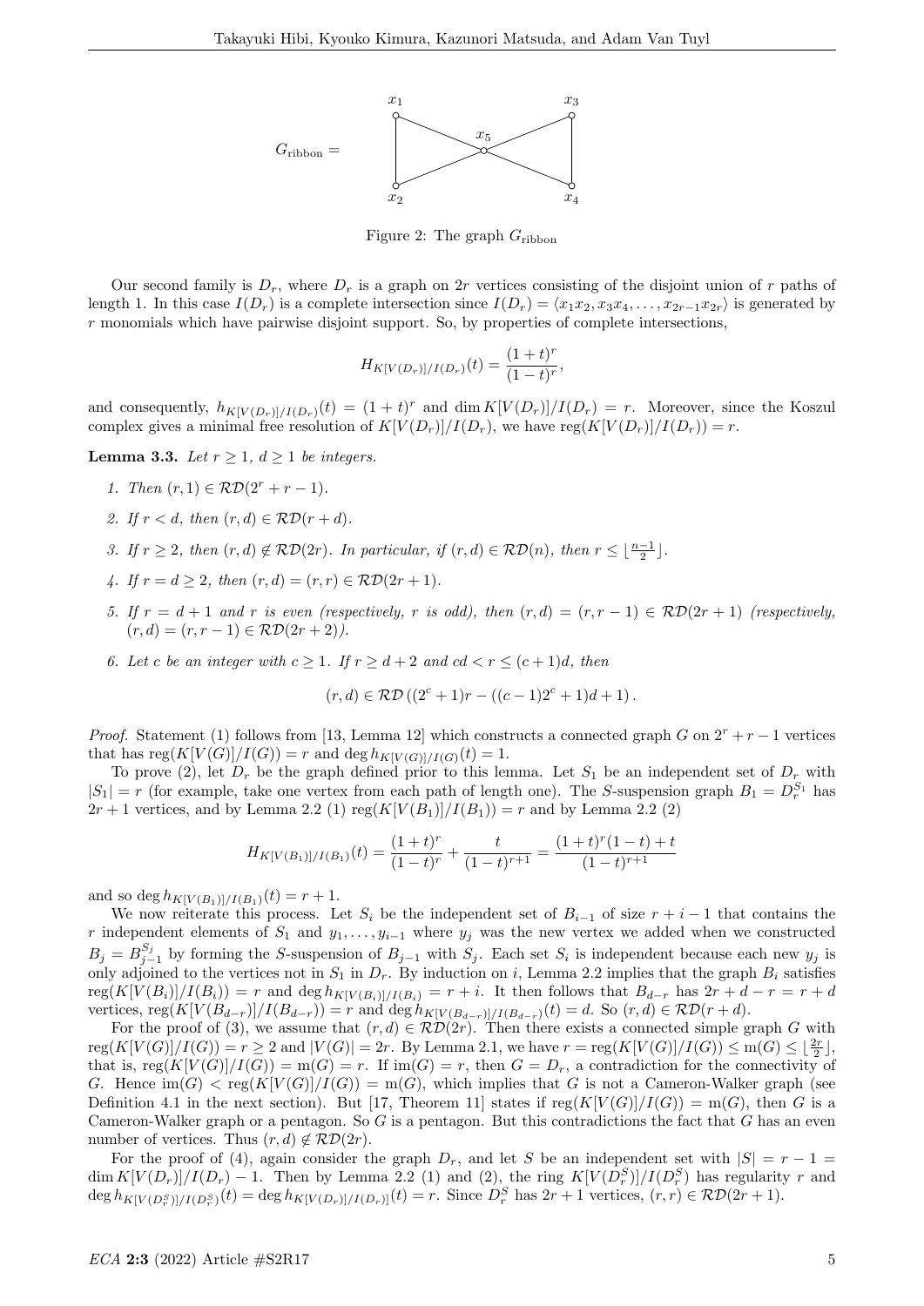$G_{\text{ribbon}} =$

Figure 2: The graph $G_{\text{ribbon}}$

Our second family is $D_r$, where $D_r$ is a graph on $2r$ vertices consisting of the disjoint union of $r$ paths of length 1. In this case $I(D_r)$ is a complete intersection since $I(D_r) = \langle x_1x_2, x_3x_4, \ldots, x_{2r-1}x_{2r}\rangle$ is generated by $r$ monomials which have pairwise disjoint support. So, by properties of complete intersections,

$$H_{K[V(D_r)]/I(D_r)}(t) = \frac{(1+t)^r}{(1-t)^r},$$

and consequently, $h_{K[V(D_r)]/I(D_r)}(t) = (1+t)^r$ and $\dim K[V(D_r)]/I(D_r) = r$. Moreover, since the Koszul complex gives a minimal free resolution of $K[V(D_r)]/I(D_r)$, we have $\operatorname{reg}(K[V(D_r)]/I(D_r)) = r$.

**Lemma 3.3.** *Let $r \geq 1$, $d \geq 1$ be integers.*

1. *Then $(r, 1) \in \mathcal{RD}(2^r + r - 1)$.*
2. *If $r < d$, then $(r, d) \in \mathcal{RD}(r + d)$.*
3. *If $r \geq 2$, then $(r, d) \notin \mathcal{RD}(2r)$. In particular, if $(r, d) \in \mathcal{RD}(n)$, then $r \leq \lfloor \frac{n-1}{2} \rfloor$.*
4. *If $r = d \geq 2$, then $(r, d) = (r, r) \in \mathcal{RD}(2r + 1)$.*
5. *If $r = d + 1$ and $r$ is even (respectively, $r$ is odd), then $(r, d) = (r, r - 1) \in \mathcal{RD}(2r + 1)$ (respectively, $(r, d) = (r, r - 1) \in \mathcal{RD}(2r + 2)$).*
6. *Let $c$ be an integer with $c \geq 1$. If $r \geq d + 2$ and $cd < r \leq (c + 1)d$, then*

$$(r, d) \in \mathcal{RD}\left((2^c + 1)r - ((c - 1)2^c + 1)d + 1\right).$$

*Proof.* Statement (1) follows from [13, Lemma 12] which constructs a connected graph $G$ on $2^r + r - 1$ vertices that has $\operatorname{reg}(K[V(G)]/I(G)) = r$ and $\deg h_{K[V(G)]/I(G)}(t) = 1$.

To prove (2), let $D_r$ be the graph defined prior to this lemma. Let $S_1$ be an independent set of $D_r$ with $|S_1| = r$ (for example, take one vertex from each path of length one). The $S$-suspension graph $B_1 = D_r^{S_1}$ has $2r + 1$ vertices, and by Lemma 2.2 (1) $\operatorname{reg}(K[V(B_1)]/I(B_1)) = r$ and by Lemma 2.2 (2)

$$H_{K[V(B_1)]/I(B_1)}(t) = \frac{(1+t)^r}{(1-t)^r} + \frac{t}{(1-t)^{r+1}} = \frac{(1+t)^r(1-t) + t}{(1-t)^{r+1}}$$

and so $\deg h_{K[V(B_1)]/I(B_1)}(t) = r + 1$.

We now reiterate this process. Let $S_i$ be the independent set of $B_{i-1}$ of size $r + i - 1$ that contains the $r$ independent elements of $S_1$ and $y_1, \ldots, y_{i-1}$ where $y_j$ was the new vertex we added when we constructed $B_j = B_{j-1}^{S_j}$ by forming the $S$-suspension of $B_{j-1}$ with $S_j$. Each set $S_i$ is independent because each new $y_j$ is only adjoined to the vertices not in $S_1$ in $D_r$. By induction on $i$, Lemma 2.2 implies that the graph $B_i$ satisfies $\operatorname{reg}(K[V(B_i)]/I(B_i)) = r$ and $\deg h_{K[V(B_i)]/I(B_i)} = r + i$. It then follows that $B_{d-r}$ has $2r + d - r = r + d$ vertices, $\operatorname{reg}(K[V(B_{d-r})]/I(B_{d-r})) = r$ and $\deg h_{K[V(B_{d-r})]/I(B_{d-r})}(t) = d$. So $(r, d) \in \mathcal{RD}(r + d)$.

For the proof of (3), we assume that $(r, d) \in \mathcal{RD}(2r)$. Then there exists a connected simple graph $G$ with $\operatorname{reg}(K[V(G)]/I(G)) = r \geq 2$ and $|V(G)| = 2r$. By Lemma 2.1, we have $r = \operatorname{reg}(K[V(G)]/I(G)) \leq \operatorname{m}(G) \leq \lfloor \frac{2r}{2} \rfloor$, that is, $\operatorname{reg}(K[V(G)]/I(G)) = \operatorname{m}(G) = r$. If $\operatorname{im}(G) = r$, then $G = D_r$, a contradiction for the connectivity of $G$. Hence $\operatorname{im}(G) < \operatorname{reg}(K[V(G)]/I(G)) = \operatorname{m}(G)$, which implies that $G$ is not a Cameron-Walker graph (see Definition 4.1 in the next section). But [17, Theorem 11] states if $\operatorname{reg}(K[V(G)]/I(G)) = \operatorname{m}(G)$, then $G$ is a Cameron-Walker graph or a pentagon. So $G$ is a pentagon. But this contradictions the fact that $G$ has an even number of vertices. Thus $(r, d) \notin \mathcal{RD}(2r)$.

For the proof of (4), again consider the graph $D_r$, and let $S$ be an independent set with $|S| = r - 1 = \dim K[V(D_r)]/I(D_r) - 1$. Then by Lemma 2.2 (1) and (2), the ring $K[V(D_r^S)]/I(D_r^S)$ has regularity $r$ and $\deg h_{K[V(D_r^S)]/I(D_r^S)}(t) = \deg h_{K[V(D_r)]/I(D_r)}(t) = r$. Since $D_r^S$ has $2r + 1$ vertices, $(r, r) \in \mathcal{RD}(2r + 1)$.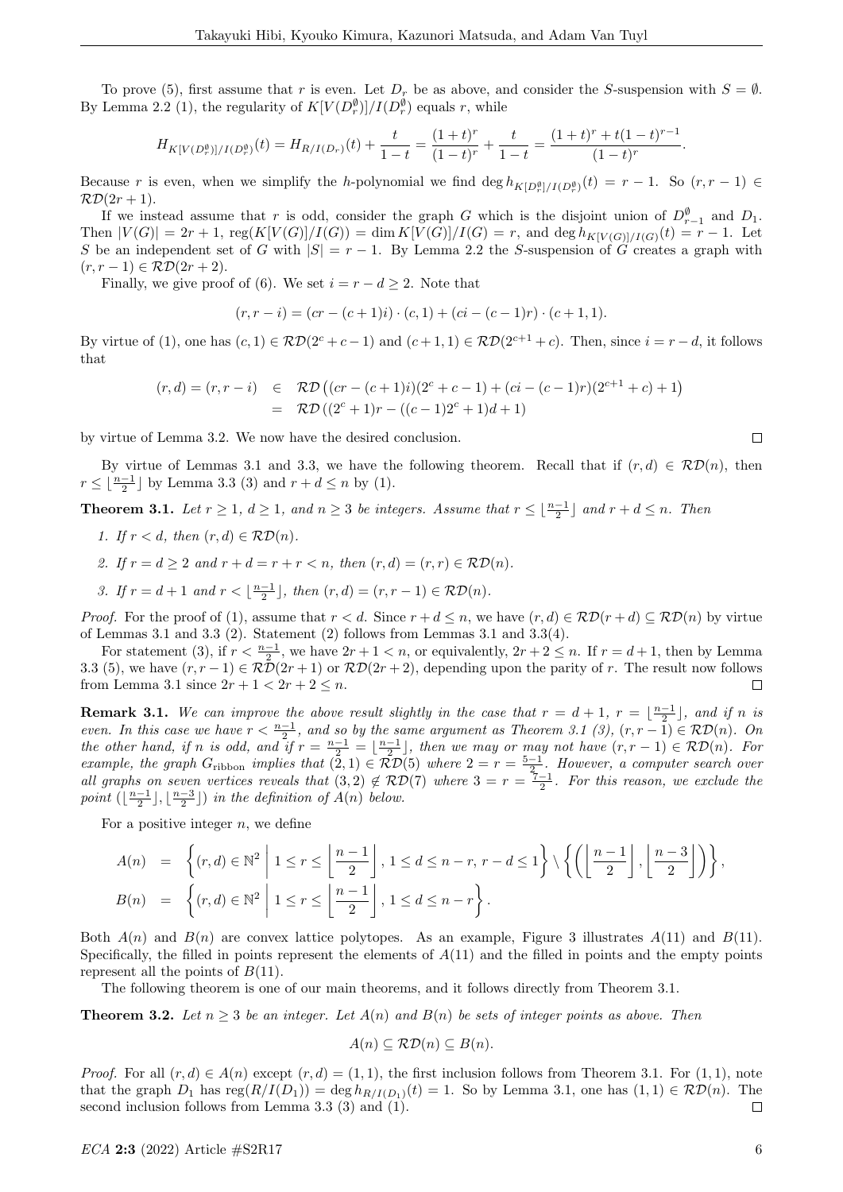To prove (5), first assume that $r$ is even. Let $D_r$ be as above, and consider the $S$-suspension with $S = \emptyset$. By Lemma 2.2 (1), the regularity of $K[V(D_r^{\emptyset})]/I(D_r^{\emptyset})$ equals $r$, while

$$H_{K[V(D_r^{\emptyset})]/I(D_r^{\emptyset})}(t) = H_{R/I(D_r)}(t) + \frac{t}{1-t} = \frac{(1+t)^r}{(1-t)^r} + \frac{t}{1-t} = \frac{(1+t)^r + t(1-t)^{r-1}}{(1-t)^r}.$$

Because $r$ is even, when we simplify the $h$-polynomial we find $\deg h_{K[D_r^{\emptyset}]/I(D_r^{\emptyset})}(t) = r-1$. So $(r, r-1) \in \mathcal{RD}(2r+1)$.

If we instead assume that $r$ is odd, consider the graph $G$ which is the disjoint union of $D_{r-1}^{\emptyset}$ and $D_1$. Then $|V(G)| = 2r+1$, $\mathrm{reg}(K[V(G)]/I(G)) = \dim K[V(G)]/I(G) = r$, and $\deg h_{K[V(G)]/I(G)}(t) = r-1$. Let $S$ be an independent set of $G$ with $|S| = r-1$. By Lemma 2.2 the $S$-suspension of $G$ creates a graph with $(r, r-1) \in \mathcal{RD}(2r+2)$.

Finally, we give proof of (6). We set $i = r - d \geq 2$. Note that

$$(r, r-i) = (cr - (c+1)i) \cdot (c, 1) + (ci - (c-1)r) \cdot (c+1, 1).$$

By virtue of (1), one has $(c, 1) \in \mathcal{RD}(2^c + c - 1)$ and $(c+1, 1) \in \mathcal{RD}(2^{c+1} + c)$. Then, since $i = r - d$, it follows that

$$\begin{aligned}
(r, d) = (r, r-i) &\in \mathcal{RD}\left((cr - (c+1)i)(2^c + c - 1) + (ci - (c-1)r)(2^{c+1} + c) + 1\right) \\
&= \mathcal{RD}\left((2^c + 1)r - ((c-1)2^c + 1)d + 1\right)
\end{aligned}$$

by virtue of Lemma 3.2. We now have the desired conclusion. $\square$

By virtue of Lemmas 3.1 and 3.3, we have the following theorem. Recall that if $(r, d) \in \mathcal{RD}(n)$, then $r \leq \lfloor \frac{n-1}{2} \rfloor$ by Lemma 3.3 (3) and $r + d \leq n$ by (1).

**Theorem 3.1.** *Let $r \geq 1$, $d \geq 1$, and $n \geq 3$ be integers. Assume that $r \leq \lfloor \frac{n-1}{2} \rfloor$ and $r + d \leq n$. Then*

1. *If $r < d$, then $(r, d) \in \mathcal{RD}(n)$.*
2. *If $r = d \geq 2$ and $r + d = r + r < n$, then $(r, d) = (r, r) \in \mathcal{RD}(n)$.*
3. *If $r = d + 1$ and $r < \lfloor \frac{n-1}{2} \rfloor$, then $(r, d) = (r, r-1) \in \mathcal{RD}(n)$.*

*Proof.* For the proof of (1), assume that $r < d$. Since $r + d \leq n$, we have $(r, d) \in \mathcal{RD}(r+d) \subseteq \mathcal{RD}(n)$ by virtue of Lemmas 3.1 and 3.3 (2). Statement (2) follows from Lemmas 3.1 and 3.3(4).

For statement (3), if $r < \frac{n-1}{2}$, we have $2r + 1 < n$, or equivalently, $2r + 2 \leq n$. If $r = d + 1$, then by Lemma 3.3 (5), we have $(r, r-1) \in \mathcal{RD}(2r+1)$ or $\mathcal{RD}(2r+2)$, depending upon the parity of $r$. The result now follows from Lemma 3.1 since $2r + 1 < 2r + 2 \leq n$. $\square$

**Remark 3.1.** *We can improve the above result slightly in the case that $r = d + 1$, $r = \lfloor \frac{n-1}{2} \rfloor$, and if $n$ is even. In this case we have $r < \frac{n-1}{2}$, and so by the same argument as Theorem 3.1 (3), $(r, r-1) \in \mathcal{RD}(n)$. On the other hand, if $n$ is odd, and if $r = \frac{n-1}{2} = \lfloor \frac{n-1}{2} \rfloor$, then we may or may not have $(r, r-1) \in \mathcal{RD}(n)$. For example, the graph $G_{\text{ribbon}}$ implies that $(2, 1) \in \mathcal{RD}(5)$ where $2 = r = \frac{5-1}{2}$. However, a computer search over all graphs on seven vertices reveals that $(3, 2) \notin \mathcal{RD}(7)$ where $3 = r = \frac{7-1}{2}$. For this reason, we exclude the point $(\lfloor \frac{n-1}{2} \rfloor, \lfloor \frac{n-3}{2} \rfloor)$ in the definition of $A(n)$ below.*

For a positive integer $n$, we define

$$\begin{aligned}
A(n) &= \left\{ (r, d) \in \mathbb{N}^2 \;\middle|\; 1 \leq r \leq \left\lfloor \frac{n-1}{2} \right\rfloor,\, 1 \leq d \leq n - r,\, r - d \leq 1 \right\} \setminus \left\{ \left( \left\lfloor \frac{n-1}{2} \right\rfloor, \left\lfloor \frac{n-3}{2} \right\rfloor \right) \right\}, \\
B(n) &= \left\{ (r, d) \in \mathbb{N}^2 \;\middle|\; 1 \leq r \leq \left\lfloor \frac{n-1}{2} \right\rfloor,\, 1 \leq d \leq n - r \right\}.
\end{aligned}$$

Both $A(n)$ and $B(n)$ are convex lattice polytopes. As an example, Figure 3 illustrates $A(11)$ and $B(11)$. Specifically, the filled in points represent the elements of $A(11)$ and the filled in points and the empty points represent all the points of $B(11)$.

The following theorem is one of our main theorems, and it follows directly from Theorem 3.1.

**Theorem 3.2.** *Let $n \geq 3$ be an integer. Let $A(n)$ and $B(n)$ be sets of integer points as above. Then*

$$A(n) \subseteq \mathcal{RD}(n) \subseteq B(n).$$

*Proof.* For all $(r, d) \in A(n)$ except $(r, d) = (1, 1)$, the first inclusion follows from Theorem 3.1. For $(1, 1)$, note that the graph $D_1$ has $\mathrm{reg}(R/I(D_1)) = \deg h_{R/I(D_1)}(t) = 1$. So by Lemma 3.1, one has $(1, 1) \in \mathcal{RD}(n)$. The second inclusion follows from Lemma 3.3 (3) and (1). $\square$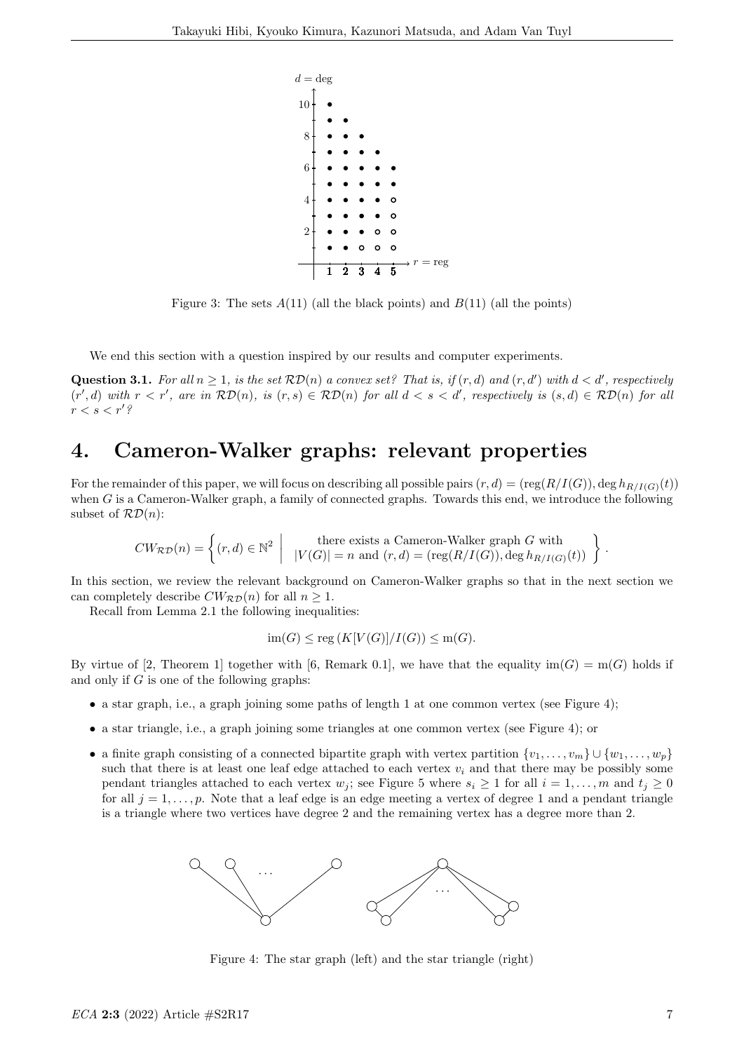Figure 3: The sets $A(11)$ (all the black points) and $B(11)$ (all the points)

We end this section with a question inspired by our results and computer experiments.

**Question 3.1.** *For all $n \geq 1$, is the set $\mathcal{RD}(n)$ a convex set? That is, if $(r, d)$ and $(r, d')$ with $d < d'$, respectively $(r', d)$ with $r < r'$, are in $\mathcal{RD}(n)$, is $(r, s) \in \mathcal{RD}(n)$ for all $d < s < d'$, respectively is $(s, d) \in \mathcal{RD}(n)$ for all $r < s < r'$?*

# 4. Cameron-Walker graphs: relevant properties

For the remainder of this paper, we will focus on describing all possible pairs $(r, d) = (\operatorname{reg}(R/I(G)), \deg h_{R/I(G)}(t))$ when $G$ is a Cameron-Walker graph, a family of connected graphs. Towards this end, we introduce the following subset of $\mathcal{RD}(n)$:

$$CW_{\mathcal{RD}}(n) = \left\{ (r, d) \in \mathbb{N}^2 \;\middle|\; \begin{array}{c} \text{there exists a Cameron-Walker graph } G \text{ with} \\ |V(G)| = n \text{ and } (r, d) = (\operatorname{reg}(R/I(G)), \deg h_{R/I(G)}(t)) \end{array} \right\}.$$

In this section, we review the relevant background on Cameron-Walker graphs so that in the next section we can completely describe $CW_{\mathcal{RD}}(n)$ for all $n \geq 1$.

Recall from Lemma 2.1 the following inequalities:

$$\operatorname{im}(G) \leq \operatorname{reg}\left(K[V(G)]/I(G)\right) \leq \operatorname{m}(G).$$

By virtue of [2, Theorem 1] together with [6, Remark 0.1], we have that the equality $\operatorname{im}(G) = \operatorname{m}(G)$ holds if and only if $G$ is one of the following graphs:

- a star graph, i.e., a graph joining some paths of length 1 at one common vertex (see Figure 4);
- a star triangle, i.e., a graph joining some triangles at one common vertex (see Figure 4); or
- a finite graph consisting of a connected bipartite graph with vertex partition $\{v_1, \ldots, v_m\} \cup \{w_1, \ldots, w_p\}$ such that there is at least one leaf edge attached to each vertex $v_i$ and that there may be possibly some pendant triangles attached to each vertex $w_j$; see Figure 5 where $s_i \geq 1$ for all $i = 1, \ldots, m$ and $t_j \geq 0$ for all $j = 1, \ldots, p$. Note that a leaf edge is an edge meeting a vertex of degree 1 and a pendant triangle is a triangle where two vertices have degree 2 and the remaining vertex has a degree more than 2.

Figure 4: The star graph (left) and the star triangle (right)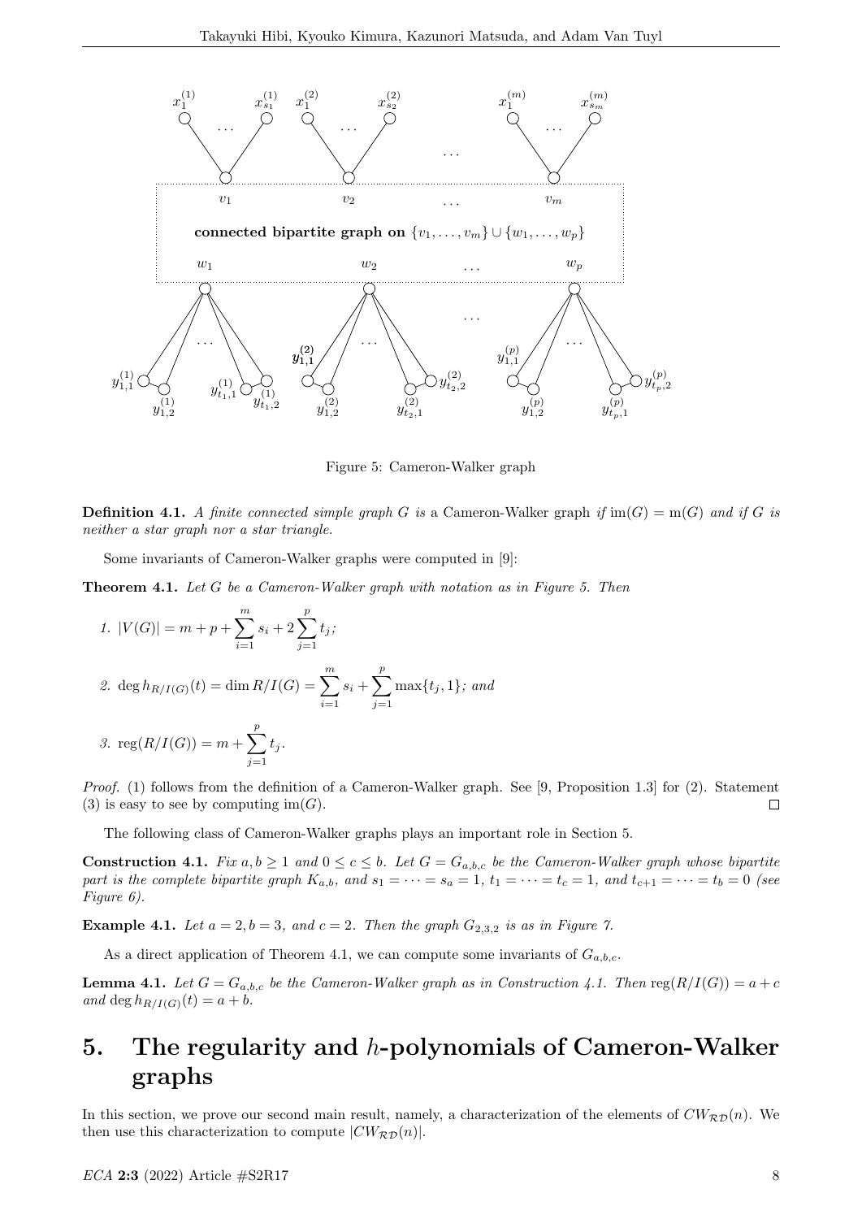Figure 5: Cameron-Walker graph

**Definition 4.1.** *A finite connected simple graph $G$ is* a Cameron-Walker graph *if* $\operatorname{im}(G) = \operatorname{m}(G)$ *and if $G$ is neither a star graph nor a star triangle.*

Some invariants of Cameron-Walker graphs were computed in [9]:

**Theorem 4.1.** *Let $G$ be a Cameron-Walker graph with notation as in Figure 5. Then*

1. $|V(G)| = m + p + \sum_{i=1}^{m} s_i + 2\sum_{j=1}^{p} t_j$;
2. $\deg h_{R/I(G)}(t) = \dim R/I(G) = \sum_{i=1}^{m} s_i + \sum_{j=1}^{p} \max\{t_j, 1\}$; *and*
3. $\operatorname{reg}(R/I(G)) = m + \sum_{j=1}^{p} t_j$.

*Proof.* (1) follows from the definition of a Cameron-Walker graph. See [9, Proposition 1.3] for (2). Statement (3) is easy to see by computing $\operatorname{im}(G)$. □

The following class of Cameron-Walker graphs plays an important role in Section 5.

**Construction 4.1.** *Fix $a, b \geq 1$ and $0 \leq c \leq b$. Let $G = G_{a,b,c}$ be the Cameron-Walker graph whose bipartite part is the complete bipartite graph $K_{a,b}$, and $s_1 = \cdots = s_a = 1$, $t_1 = \cdots = t_c = 1$, and $t_{c+1} = \cdots = t_b = 0$ (see Figure 6).*

**Example 4.1.** *Let $a = 2, b = 3$, and $c = 2$. Then the graph $G_{2,3,2}$ is as in Figure 7.*

As a direct application of Theorem 4.1, we can compute some invariants of $G_{a,b,c}$.

**Lemma 4.1.** *Let $G = G_{a,b,c}$ be the Cameron-Walker graph as in Construction 4.1. Then* $\operatorname{reg}(R/I(G)) = a + c$ *and* $\deg h_{R/I(G)}(t) = a + b$.

# 5. The regularity and $h$-polynomials of Cameron-Walker graphs

In this section, we prove our second main result, namely, a characterization of the elements of $CW_{\mathcal{RD}}(n)$. We then use this characterization to compute $|CW_{\mathcal{RD}}(n)|$.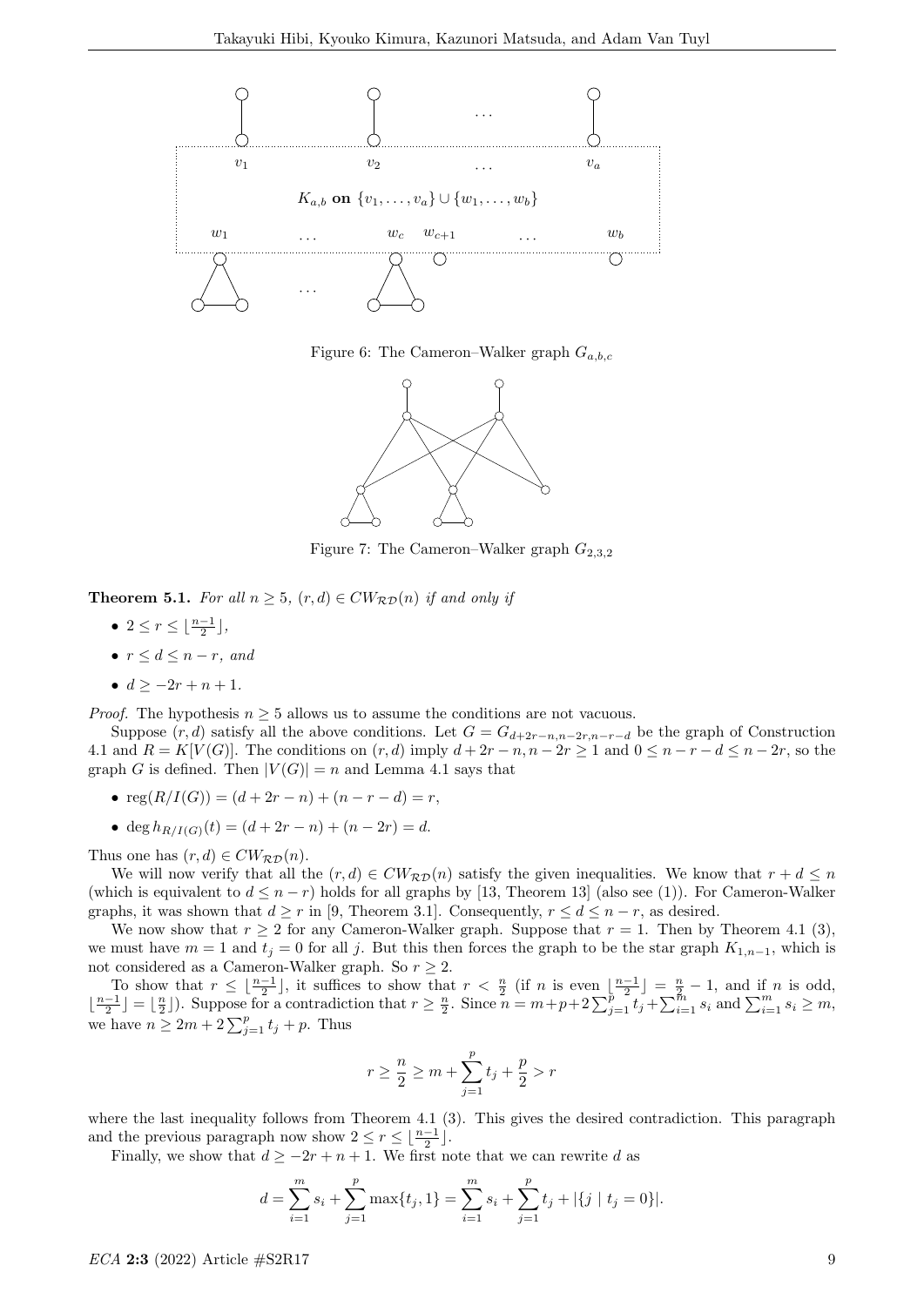Figure 6: The Cameron–Walker graph $G_{a,b,c}$

Figure 7: The Cameron–Walker graph $G_{2,3,2}$

**Theorem 5.1.** *For all $n \geq 5$, $(r, d) \in CW_{\mathcal{RD}}(n)$ if and only if*

- $2 \leq r \leq \lfloor \frac{n-1}{2} \rfloor$,
- $r \leq d \leq n - r$, *and*
- $d \geq -2r + n + 1$.

*Proof.* The hypothesis $n \geq 5$ allows us to assume the conditions are not vacuous.

Suppose $(r, d)$ satisfy all the above conditions. Let $G = G_{d+2r-n,n-2r,n-r-d}$ be the graph of Construction 4.1 and $R = K[V(G)]$. The conditions on $(r, d)$ imply $d + 2r - n, n - 2r \geq 1$ and $0 \leq n - r - d \leq n - 2r$, so the graph $G$ is defined. Then $|V(G)| = n$ and Lemma 4.1 says that

- $\operatorname{reg}(R/I(G)) = (d + 2r - n) + (n - r - d) = r$,
- $\deg h_{R/I(G)}(t) = (d + 2r - n) + (n - 2r) = d$.

Thus one has $(r, d) \in CW_{\mathcal{RD}}(n)$.

We will now verify that all the $(r, d) \in CW_{\mathcal{RD}}(n)$ satisfy the given inequalities. We know that $r + d \leq n$ (which is equivalent to $d \leq n - r$) holds for all graphs by [13, Theorem 13] (also see (1)). For Cameron-Walker graphs, it was shown that $d \geq r$ in [9, Theorem 3.1]. Consequently, $r \leq d \leq n - r$, as desired.

We now show that $r \geq 2$ for any Cameron-Walker graph. Suppose that $r = 1$. Then by Theorem 4.1 (3), we must have $m = 1$ and $t_j = 0$ for all $j$. But this then forces the graph to be the star graph $K_{1,n-1}$, which is not considered as a Cameron-Walker graph. So $r \geq 2$.

To show that $r \leq \lfloor \frac{n-1}{2} \rfloor$, it suffices to show that $r < \frac{n}{2}$ (if $n$ is even $\lfloor \frac{n-1}{2} \rfloor = \frac{n}{2} - 1$, and if $n$ is odd, $\lfloor \frac{n-1}{2} \rfloor = \lfloor \frac{n}{2} \rfloor$). Suppose for a contradiction that $r \geq \frac{n}{2}$. Since $n = m + p + 2\sum_{j=1}^{p} t_j + \sum_{i=1}^{m} s_i$ and $\sum_{i=1}^{m} s_i \geq m$, we have $n \geq 2m + 2\sum_{j=1}^{p} t_j + p$. Thus

$$r \geq \frac{n}{2} \geq m + \sum_{j=1}^{p} t_j + \frac{p}{2} > r$$

where the last inequality follows from Theorem 4.1 (3). This gives the desired contradiction. This paragraph and the previous paragraph now show $2 \leq r \leq \lfloor \frac{n-1}{2} \rfloor$.

Finally, we show that $d \geq -2r + n + 1$. We first note that we can rewrite $d$ as

$$d = \sum_{i=1}^{m} s_i + \sum_{j=1}^{p} \max\{t_j, 1\} = \sum_{i=1}^{m} s_i + \sum_{j=1}^{p} t_j + |\{j \mid t_j = 0\}|.$$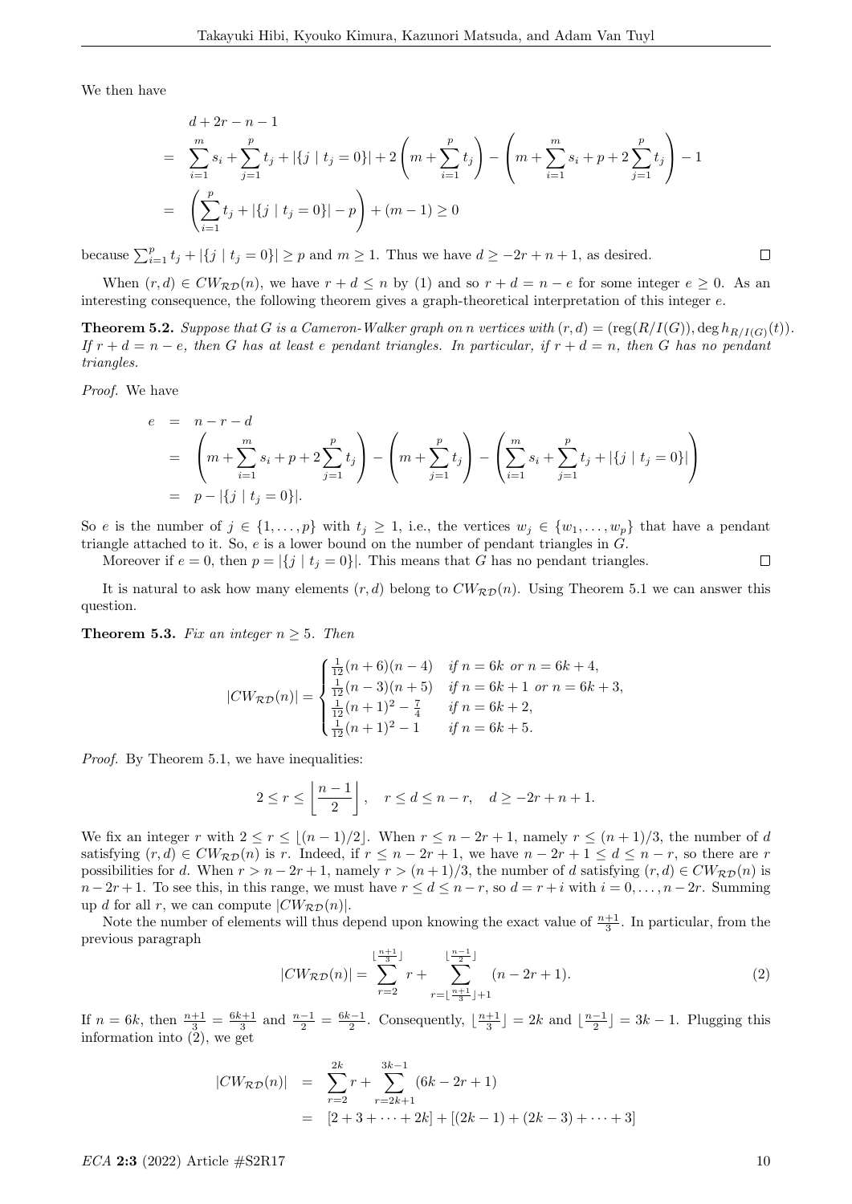We then have

$$
\begin{aligned}
& d + 2r - n - 1 \\
= \;& \sum_{i=1}^{m} s_i + \sum_{j=1}^{p} t_j + |\{j \mid t_j = 0\}| + 2\left(m + \sum_{i=1}^{p} t_j\right) - \left(m + \sum_{i=1}^{m} s_i + p + 2\sum_{j=1}^{p} t_j\right) - 1 \\
= \;& \left(\sum_{i=1}^{p} t_j + |\{j \mid t_j = 0\}| - p\right) + (m-1) \geq 0
\end{aligned}
$$

because $\sum_{i=1}^{p} t_j + |\{j \mid t_j = 0\}| \geq p$ and $m \geq 1$. Thus we have $d \geq -2r + n + 1$, as desired. □

When $(r, d) \in CW_{\mathcal{RD}}(n)$, we have $r + d \leq n$ by (1) and so $r + d = n - e$ for some integer $e \geq 0$. As an interesting consequence, the following theorem gives a graph-theoretical interpretation of this integer $e$.

**Theorem 5.2.** *Suppose that $G$ is a Cameron-Walker graph on $n$ vertices with $(r, d) = (\operatorname{reg}(R/I(G)), \deg h_{R/I(G)}(t))$. If $r + d = n - e$, then $G$ has at least $e$ pendant triangles. In particular, if $r + d = n$, then $G$ has no pendant triangles.*

*Proof.* We have

$$
\begin{aligned}
e &= n - r - d \\
&= \left(m + \sum_{i=1}^{m} s_i + p + 2\sum_{j=1}^{p} t_j\right) - \left(m + \sum_{j=1}^{p} t_j\right) - \left(\sum_{i=1}^{m} s_i + \sum_{j=1}^{p} t_j + |\{j \mid t_j = 0\}|\right) \\
&= p - |\{j \mid t_j = 0\}|.
\end{aligned}
$$

So $e$ is the number of $j \in \{1, \ldots, p\}$ with $t_j \geq 1$, i.e., the vertices $w_j \in \{w_1, \ldots, w_p\}$ that have a pendant triangle attached to it. So, $e$ is a lower bound on the number of pendant triangles in $G$.

Moreover if $e = 0$, then $p = |\{j \mid t_j = 0\}|$. This means that $G$ has no pendant triangles. □

It is natural to ask how many elements $(r, d)$ belong to $CW_{\mathcal{RD}}(n)$. Using Theorem 5.1 we can answer this question.

**Theorem 5.3.** *Fix an integer $n \geq 5$. Then*

$$
|CW_{\mathcal{RD}}(n)| = \begin{cases} \frac{1}{12}(n+6)(n-4) & \text{if } n = 6k \text{ or } n = 6k+4, \\ \frac{1}{12}(n-3)(n+5) & \text{if } n = 6k+1 \text{ or } n = 6k+3, \\ \frac{1}{12}(n+1)^2 - \frac{7}{4} & \text{if } n = 6k+2, \\ \frac{1}{12}(n+1)^2 - 1 & \text{if } n = 6k+5. \end{cases}
$$

*Proof.* By Theorem 5.1, we have inequalities:

$$
2 \leq r \leq \left\lfloor \frac{n-1}{2} \right\rfloor, \quad r \leq d \leq n - r, \quad d \geq -2r + n + 1.
$$

We fix an integer $r$ with $2 \leq r \leq \lfloor (n-1)/2 \rfloor$. When $r \leq n - 2r + 1$, namely $r \leq (n+1)/3$, the number of $d$ satisfying $(r, d) \in CW_{\mathcal{RD}}(n)$ is $r$. Indeed, if $r \leq n - 2r + 1$, we have $n - 2r + 1 \leq d \leq n - r$, so there are $r$ possibilities for $d$. When $r > n - 2r + 1$, namely $r > (n+1)/3$, the number of $d$ satisfying $(r, d) \in CW_{\mathcal{RD}}(n)$ is $n - 2r + 1$. To see this, in this range, we must have $r \leq d \leq n - r$, so $d = r + i$ with $i = 0, \ldots, n - 2r$. Summing up $d$ for all $r$, we can compute $|CW_{\mathcal{RD}}(n)|$.

Note the number of elements will thus depend upon knowing the exact value of $\frac{n+1}{3}$. In particular, from the previous paragraph

$$
|CW_{\mathcal{RD}}(n)| = \sum_{r=2}^{\lfloor \frac{n+1}{3} \rfloor} r + \sum_{r=\lfloor \frac{n+1}{3} \rfloor + 1}^{\lfloor \frac{n-1}{2} \rfloor} (n - 2r + 1). \tag{2}
$$

If $n = 6k$, then $\frac{n+1}{3} = \frac{6k+1}{3}$ and $\frac{n-1}{2} = \frac{6k-1}{2}$. Consequently, $\lfloor \frac{n+1}{3} \rfloor = 2k$ and $\lfloor \frac{n-1}{2} \rfloor = 3k - 1$. Plugging this information into (2), we get

$$
\begin{aligned}
|CW_{\mathcal{RD}}(n)| &= \sum_{r=2}^{2k} r + \sum_{r=2k+1}^{3k-1} (6k - 2r + 1) \\
&= [2 + 3 + \cdots + 2k] + [(2k-1) + (2k-3) + \cdots + 3]
\end{aligned}
$$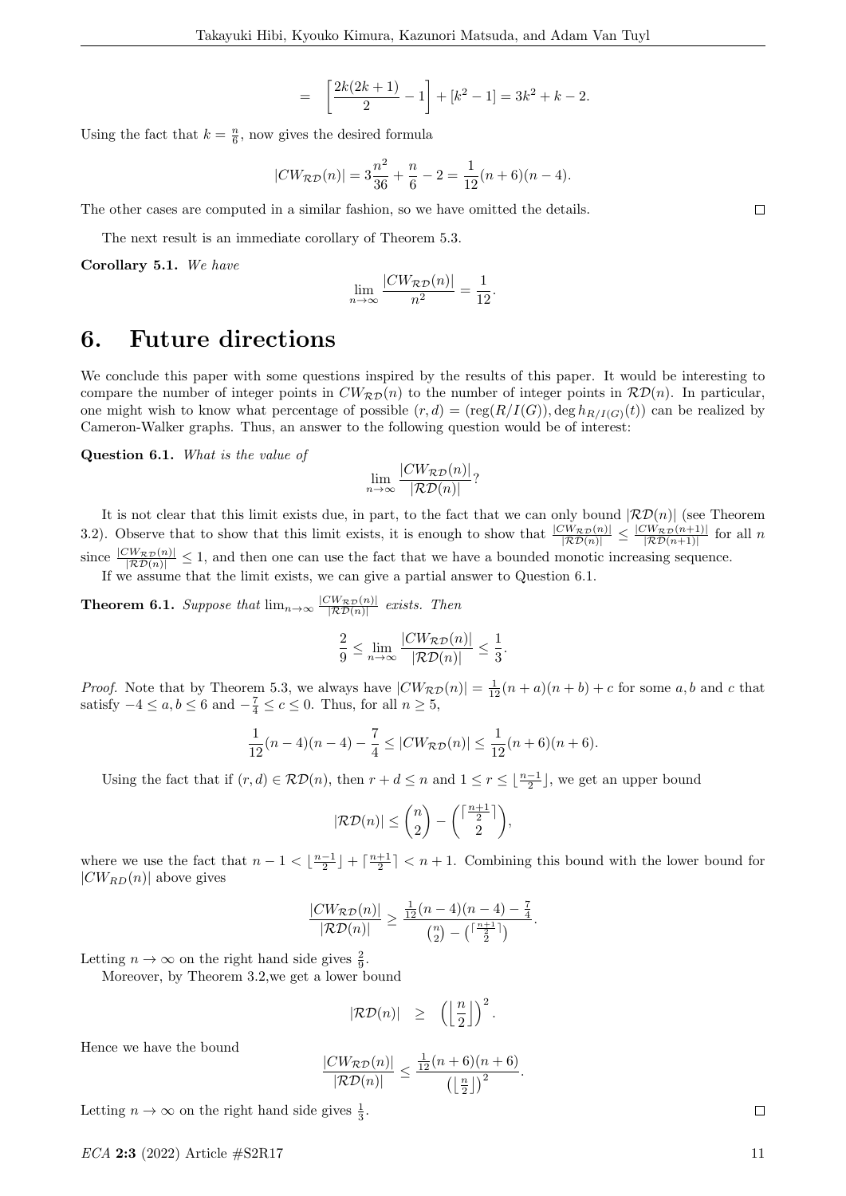$$= \left[\frac{2k(2k+1)}{2} - 1\right] + [k^2 - 1] = 3k^2 + k - 2.$$

Using the fact that $k = \frac{n}{6}$, now gives the desired formula

$$|CW_{\mathcal{RD}}(n)| = 3\frac{n^2}{36} + \frac{n}{6} - 2 = \frac{1}{12}(n+6)(n-4).$$

The other cases are computed in a similar fashion, so we have omitted the details. □

The next result is an immediate corollary of Theorem 5.3.

**Corollary 5.1.** *We have*

$$\lim_{n\to\infty} \frac{|CW_{\mathcal{RD}}(n)|}{n^2} = \frac{1}{12}.$$

# 6. Future directions

We conclude this paper with some questions inspired by the results of this paper. It would be interesting to compare the number of integer points in $CW_{\mathcal{RD}}(n)$ to the number of integer points in $\mathcal{RD}(n)$. In particular, one might wish to know what percentage of possible $(r, d) = (\mathrm{reg}(R/I(G)), \deg h_{R/I(G)}(t))$ can be realized by Cameron-Walker graphs. Thus, an answer to the following question would be of interest:

**Question 6.1.** *What is the value of*

$$\lim_{n\to\infty} \frac{|CW_{\mathcal{RD}}(n)|}{|\mathcal{RD}(n)|}?$$

It is not clear that this limit exists due, in part, to the fact that we can only bound $|\mathcal{RD}(n)|$ (see Theorem 3.2). Observe that to show that this limit exists, it is enough to show that $\frac{|CW_{\mathcal{RD}}(n)|}{|\mathcal{RD}(n)|} \leq \frac{|CW_{\mathcal{RD}}(n+1)|}{|\mathcal{RD}(n+1)|}$ for all $n$ since $\frac{|CW_{\mathcal{RD}}(n)|}{|\mathcal{RD}(n)|} \leq 1$, and then one can use the fact that we have a bounded monotic increasing sequence.

If we assume that the limit exists, we can give a partial answer to Question 6.1.

**Theorem 6.1.** *Suppose that $\lim_{n\to\infty} \frac{|CW_{\mathcal{RD}}(n)|}{|\mathcal{RD}(n)|}$ exists. Then*

$$\frac{2}{9} \leq \lim_{n\to\infty} \frac{|CW_{\mathcal{RD}}(n)|}{|\mathcal{RD}(n)|} \leq \frac{1}{3}.$$

*Proof.* Note that by Theorem 5.3, we always have $|CW_{\mathcal{RD}}(n)| = \frac{1}{12}(n+a)(n+b) + c$ for some $a, b$ and $c$ that satisfy $-4 \leq a, b \leq 6$ and $-\frac{7}{4} \leq c \leq 0$. Thus, for all $n \geq 5$,

$$\frac{1}{12}(n-4)(n-4) - \frac{7}{4} \leq |CW_{\mathcal{RD}}(n)| \leq \frac{1}{12}(n+6)(n+6).$$

Using the fact that if $(r, d) \in \mathcal{RD}(n)$, then $r + d \leq n$ and $1 \leq r \leq \lfloor \frac{n-1}{2} \rfloor$, we get an upper bound

$$|\mathcal{RD}(n)| \leq \binom{n}{2} - \binom{\lceil \frac{n+1}{2} \rceil}{2},$$

where we use the fact that $n - 1 < \lfloor \frac{n-1}{2} \rfloor + \lceil \frac{n+1}{2} \rceil < n + 1$. Combining this bound with the lower bound for $|CW_{RD}(n)|$ above gives

$$\frac{|CW_{\mathcal{RD}}(n)|}{|\mathcal{RD}(n)|} \geq \frac{\frac{1}{12}(n-4)(n-4) - \frac{7}{4}}{\binom{n}{2} - \binom{\lceil \frac{n+1}{2} \rceil}{2}}.$$

Letting $n \to \infty$ on the right hand side gives $\frac{2}{9}$.

Moreover, by Theorem 3.2,we get a lower bound

$$|\mathcal{RD}(n)| \geq \left(\left\lfloor \frac{n}{2} \right\rfloor\right)^2.$$

Hence we have the bound

$$\frac{|CW_{\mathcal{RD}}(n)|}{|\mathcal{RD}(n)|} \leq \frac{\frac{1}{12}(n+6)(n+6)}{\left(\left\lfloor \frac{n}{2} \right\rfloor\right)^2}.$$

Letting $n \to \infty$ on the right hand side gives $\frac{1}{3}$. □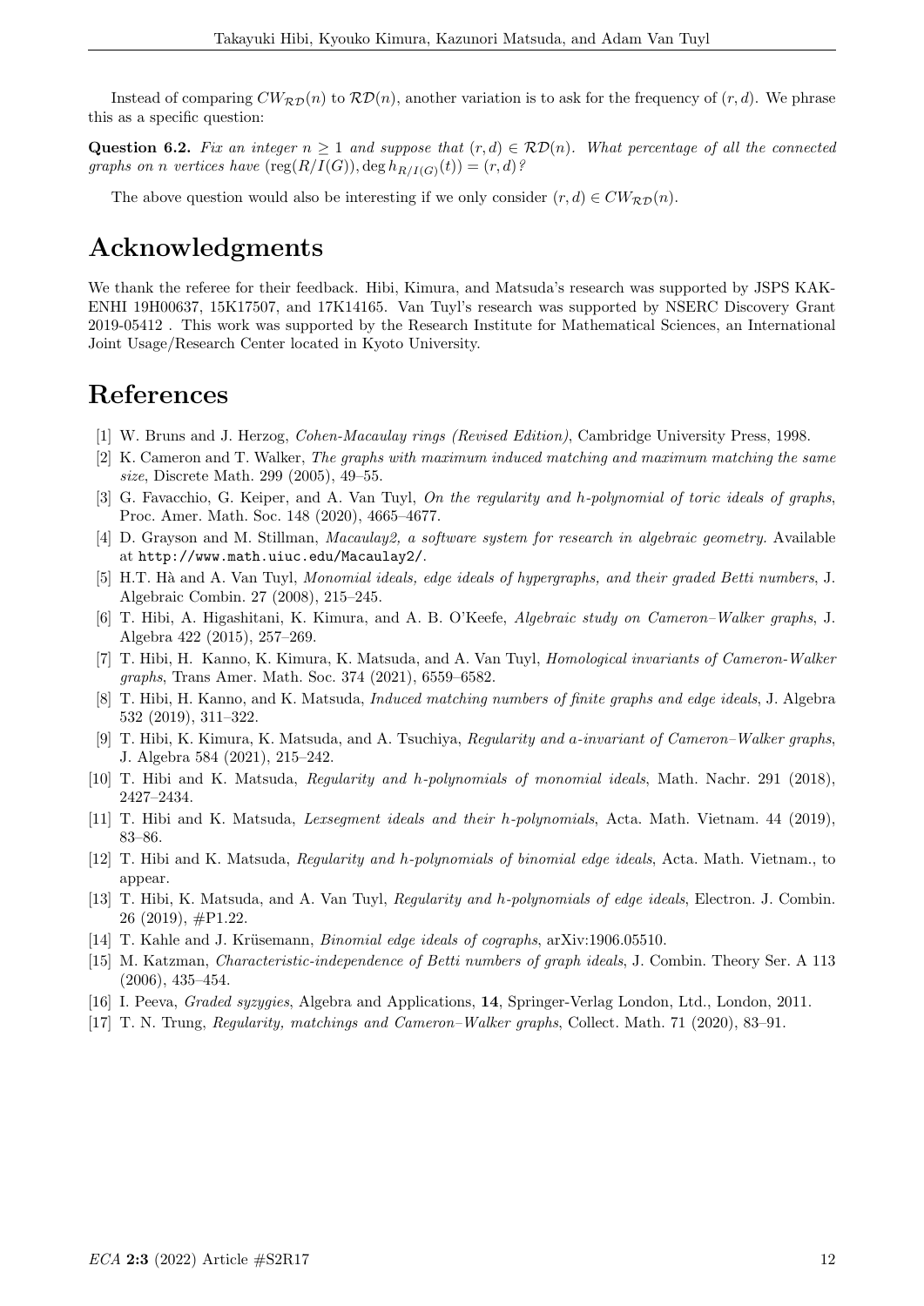Instead of comparing $CW_{\mathcal{RD}}(n)$ to $\mathcal{RD}(n)$, another variation is to ask for the frequency of $(r,d)$. We phrase this as a specific question:

**Question 6.2.** *Fix an integer $n \geq 1$ and suppose that $(r,d) \in \mathcal{RD}(n)$. What percentage of all the connected graphs on $n$ vertices have $(\mathrm{reg}(R/I(G)), \deg h_{R/I(G)}(t)) = (r,d)$?*

The above question would also be interesting if we only consider $(r,d) \in CW_{\mathcal{RD}}(n)$.

# Acknowledgments

We thank the referee for their feedback. Hibi, Kimura, and Matsuda's research was supported by JSPS KAKENHI 19H00637, 15K17507, and 17K14165. Van Tuyl's research was supported by NSERC Discovery Grant 2019-05412 . This work was supported by the Research Institute for Mathematical Sciences, an International Joint Usage/Research Center located in Kyoto University.

# References

[1] W. Bruns and J. Herzog, *Cohen-Macaulay rings (Revised Edition)*, Cambridge University Press, 1998.

[2] K. Cameron and T. Walker, *The graphs with maximum induced matching and maximum matching the same size*, Discrete Math. 299 (2005), 49–55.

[3] G. Favacchio, G. Keiper, and A. Van Tuyl, *On the regularity and h-polynomial of toric ideals of graphs*, Proc. Amer. Math. Soc. 148 (2020), 4665–4677.

[4] D. Grayson and M. Stillman, *Macaulay2, a software system for research in algebraic geometry.* Available at `http://www.math.uiuc.edu/Macaulay2/`.

[5] H.T. Hà and A. Van Tuyl, *Monomial ideals, edge ideals of hypergraphs, and their graded Betti numbers*, J. Algebraic Combin. 27 (2008), 215–245.

[6] T. Hibi, A. Higashitani, K. Kimura, and A. B. O'Keefe, *Algebraic study on Cameron–Walker graphs*, J. Algebra 422 (2015), 257–269.

[7] T. Hibi, H. Kanno, K. Kimura, K. Matsuda, and A. Van Tuyl, *Homological invariants of Cameron-Walker graphs*, Trans Amer. Math. Soc. 374 (2021), 6559–6582.

[8] T. Hibi, H. Kanno, and K. Matsuda, *Induced matching numbers of finite graphs and edge ideals*, J. Algebra 532 (2019), 311–322.

[9] T. Hibi, K. Kimura, K. Matsuda, and A. Tsuchiya, *Regularity and a-invariant of Cameron–Walker graphs*, J. Algebra 584 (2021), 215–242.

[10] T. Hibi and K. Matsuda, *Regularity and h-polynomials of monomial ideals*, Math. Nachr. 291 (2018), 2427–2434.

[11] T. Hibi and K. Matsuda, *Lexsegment ideals and their h-polynomials*, Acta. Math. Vietnam. 44 (2019), 83–86.

[12] T. Hibi and K. Matsuda, *Regularity and h-polynomials of binomial edge ideals*, Acta. Math. Vietnam., to appear.

[13] T. Hibi, K. Matsuda, and A. Van Tuyl, *Regularity and h-polynomials of edge ideals*, Electron. J. Combin. 26 (2019), #P1.22.

[14] T. Kahle and J. Krüsemann, *Binomial edge ideals of cographs*, arXiv:1906.05510.

[15] M. Katzman, *Characteristic-independence of Betti numbers of graph ideals*, J. Combin. Theory Ser. A 113 (2006), 435–454.

[16] I. Peeva, *Graded syzygies*, Algebra and Applications, **14**, Springer-Verlag London, Ltd., London, 2011.

[17] T. N. Trung, *Regularity, matchings and Cameron–Walker graphs*, Collect. Math. 71 (2020), 83–91.